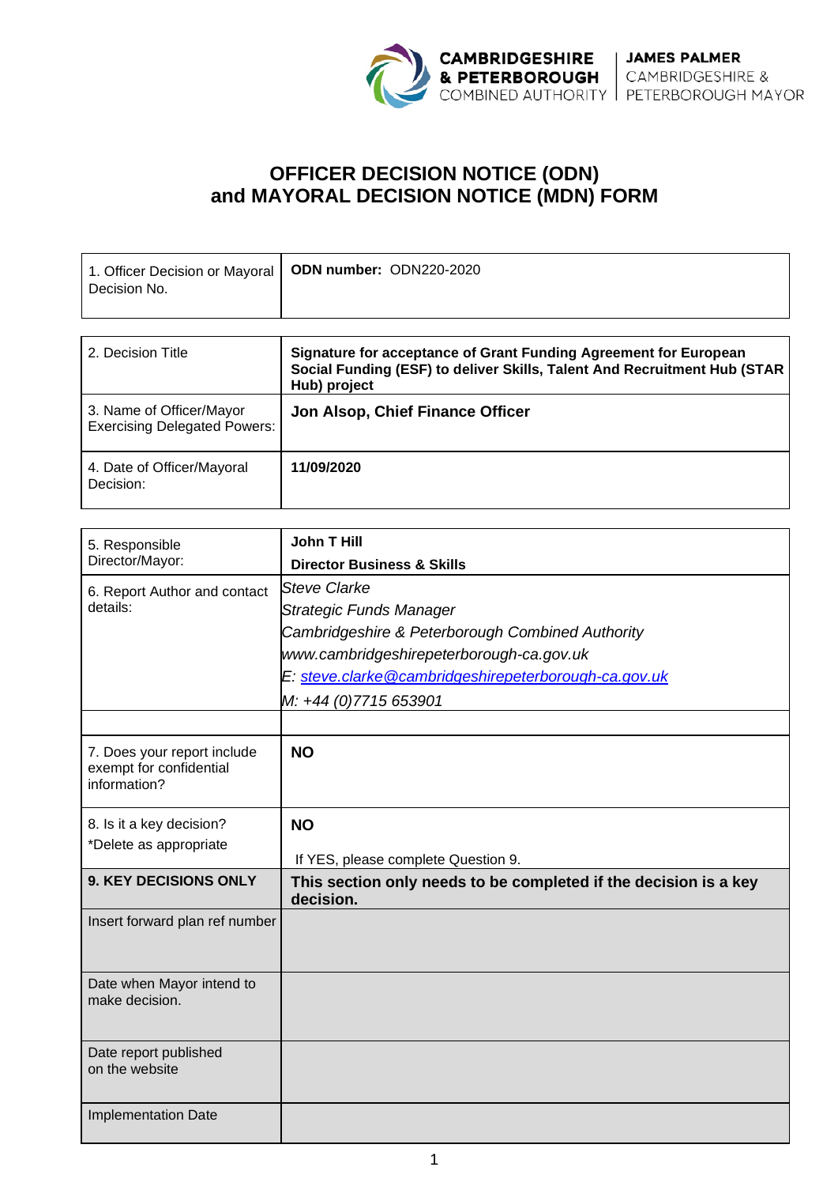CAMBRIDGESHIRE & PETERBOROUGH COMBINED AUTHORITY | JAMES PALMER CAMBRIDGESHIRE & PETERBOROUGH MAYOR

# OFFICER DECISION NOTICE (ODN) and MAYORAL DECISION NOTICE (MDN) FORM

| | |
|---|---|
| 1. Officer Decision or Mayoral Decision No. | **ODN number:** ODN220-2020 |

| | |
|---|---|
| 2. Decision Title | **Signature for acceptance of Grant Funding Agreement for European Social Funding (ESF) to deliver Skills, Talent And Recruitment Hub (STAR Hub) project** |
| 3. Name of Officer/Mayor Exercising Delegated Powers: | **Jon Alsop, Chief Finance Officer** |
| 4. Date of Officer/Mayoral Decision: | **11/09/2020** |

| | |
|---|---|
| 5. Responsible Director/Mayor: | **John T Hill**<br>**Director Business & Skills** |
| 6. Report Author and contact details: | *Steve Clarke*<br>*Strategic Funds Manager*<br>*Cambridgeshire & Peterborough Combined Authority*<br>*www.cambridgeshirepeterborough-ca.gov.uk*<br>*E: steve.clarke@cambridgeshirepeterborough-ca.gov.uk*<br>*M: +44 (0)7715 653901* |
| | |
| 7. Does your report include exempt for confidential information? | **NO** |
| 8. Is it a key decision?<br>*Delete as appropriate | **NO**<br>If YES, please complete Question 9. |
| **9. KEY DECISIONS ONLY** | **This section only needs to be completed if the decision is a key decision.** |
| Insert forward plan ref number | |
| Date when Mayor intend to make decision. | |
| Date report published on the website | |
| Implementation Date | |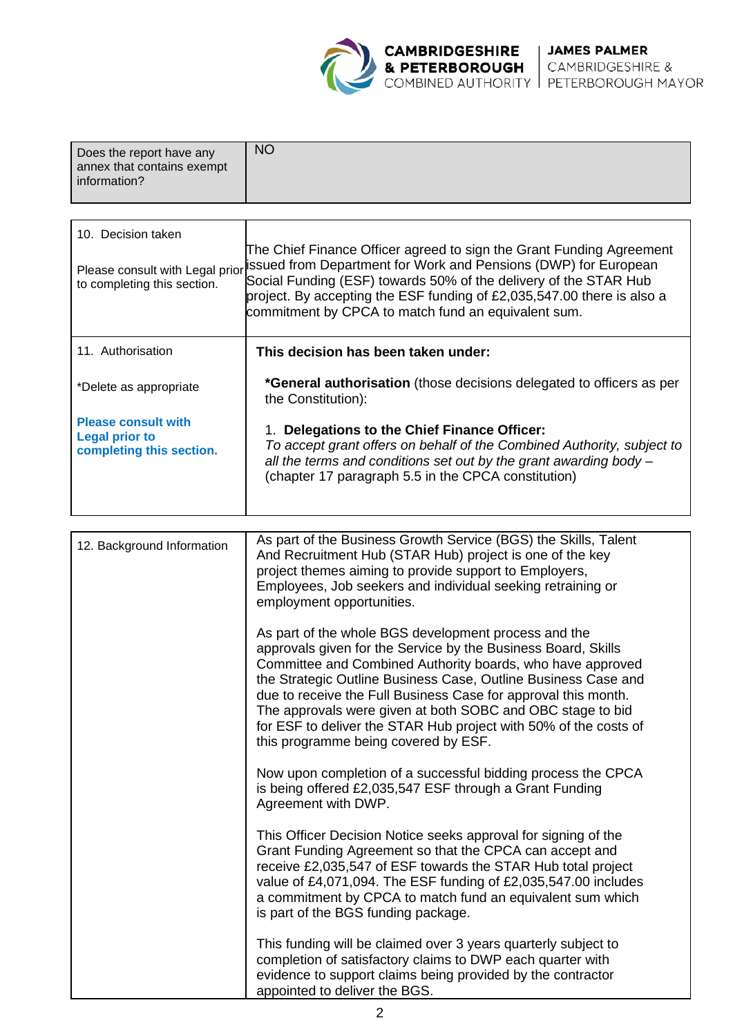| | |
|---|---|
| Does the report have any annex that contains exempt information? | NO |

| | |
|---|---|
| 10. Decision taken<br><br>Please consult with Legal prior to completing this section. | The Chief Finance Officer agreed to sign the Grant Funding Agreement issued from Department for Work and Pensions (DWP) for European Social Funding (ESF) towards 50% of the delivery of the STAR Hub project. By accepting the ESF funding of £2,035,547.00 there is also a commitment by CPCA to match fund an equivalent sum. |
| 11. Authorisation<br><br>*Delete as appropriate<br><br>**Please consult with Legal prior to completing this section.** | **This decision has been taken under:**<br><br>**\*General authorisation** (those decisions delegated to officers as per the Constitution):<br><br>1. **Delegations to the Chief Finance Officer:** *To accept grant offers on behalf of the Combined Authority, subject to all the terms and conditions set out by the grant awarding body* – (chapter 17 paragraph 5.5 in the CPCA constitution) |

| | |
|---|---|
| 12. Background Information | As part of the Business Growth Service (BGS) the Skills, Talent And Recruitment Hub (STAR Hub) project is one of the key project themes aiming to provide support to Employers, Employees, Job seekers and individual seeking retraining or employment opportunities.<br><br>As part of the whole BGS development process and the approvals given for the Service by the Business Board, Skills Committee and Combined Authority boards, who have approved the Strategic Outline Business Case, Outline Business Case and due to receive the Full Business Case for approval this month. The approvals were given at both SOBC and OBC stage to bid for ESF to deliver the STAR Hub project with 50% of the costs of this programme being covered by ESF.<br><br>Now upon completion of a successful bidding process the CPCA is being offered £2,035,547 ESF through a Grant Funding Agreement with DWP.<br><br>This Officer Decision Notice seeks approval for signing of the Grant Funding Agreement so that the CPCA can accept and receive £2,035,547 of ESF towards the STAR Hub total project value of £4,071,094. The ESF funding of £2,035,547.00 includes a commitment by CPCA to match fund an equivalent sum which is part of the BGS funding package.<br><br>This funding will be claimed over 3 years quarterly subject to completion of satisfactory claims to DWP each quarter with evidence to support claims being provided by the contractor appointed to deliver the BGS. |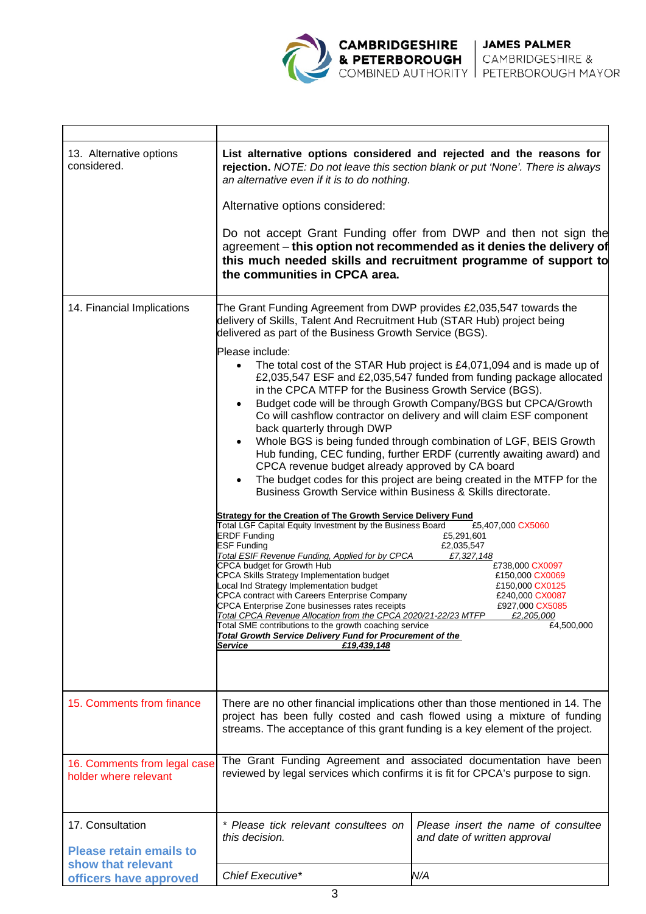| | | |
|---|---|---|
| | | |
| 13. Alternative options considered. | **List alternative options considered and rejected and the reasons for rejection.** *NOTE: Do not leave this section blank or put 'None'. There is always an alternative even if it is to do nothing.*<br><br>Alternative options considered:<br><br>Do not accept Grant Funding offer from DWP and then not sign the agreement – **this option not recommended as it denies the delivery of this much needed skills and recruitment programme of support to the communities in CPCA area.** | |
| 14. Financial Implications | The Grant Funding Agreement from DWP provides £2,035,547 towards the delivery of Skills, Talent And Recruitment Hub (STAR Hub) project being delivered as part of the Business Growth Service (BGS).<br><br>Please include:<br>• The total cost of the STAR Hub project is £4,071,094 and is made up of £2,035,547 ESF and £2,035,547 funded from funding package allocated in the CPCA MTFP for the Business Growth Service (BGS).<br>• Budget code will be through Growth Company/BGS but CPCA/Growth Co will cashflow contractor on delivery and will claim ESF component back quarterly through DWP<br>• Whole BGS is being funded through combination of LGF, BEIS Growth Hub funding, CEC funding, further ERDF (currently awaiting award) and CPCA revenue budget already approved by CA board<br>• The budget codes for this project are being created in the MTFP for the Business Growth Service within Business & Skills directorate.<br><br>***Strategy for the Creation of The Growth Service Delivery Fund***<br>Total LGF Capital Equity Investment by the Business Board £5,407,000 CX5060<br>ERDF Funding £5,291,601<br>ESF Funding £2,035,547<br>*Total ESIF Revenue Funding, Applied for by CPCA £7,327,148*<br>CPCA budget for Growth Hub £738,000 CX0097<br>CPCA Skills Strategy Implementation budget £150,000 CX0069<br>Local Ind Strategy Implementation budget £150,000 CX0125<br>CPCA contract with Careers Enterprise Company £240,000 CX0087<br>CPCA Enterprise Zone businesses rates receipts £927,000 CX5085<br>*Total CPCA Revenue Allocation from the CPCA 2020/21-22/23 MTFP £2,205,000*<br>Total SME contributions to the growth coaching service £4,500,000<br>***Total Growth Service Delivery Fund for Procurement of the Service £19,439,148*** | |
| 15. Comments from finance | There are no other financial implications other than those mentioned in 14. The project has been fully costed and cash flowed using a mixture of funding streams. The acceptance of this grant funding is a key element of the project. | |
| 16. Comments from legal case holder where relevant | The Grant Funding Agreement and associated documentation have been reviewed by legal services which confirms it is fit for CPCA's purpose to sign. | |
| 17. Consultation<br><br>**Please retain emails to show that relevant officers have approved** | *\* Please tick relevant consultees on this decision.* | *Please insert the name of consultee and date of written approval* |
| | *Chief Executive\** | *N/A* |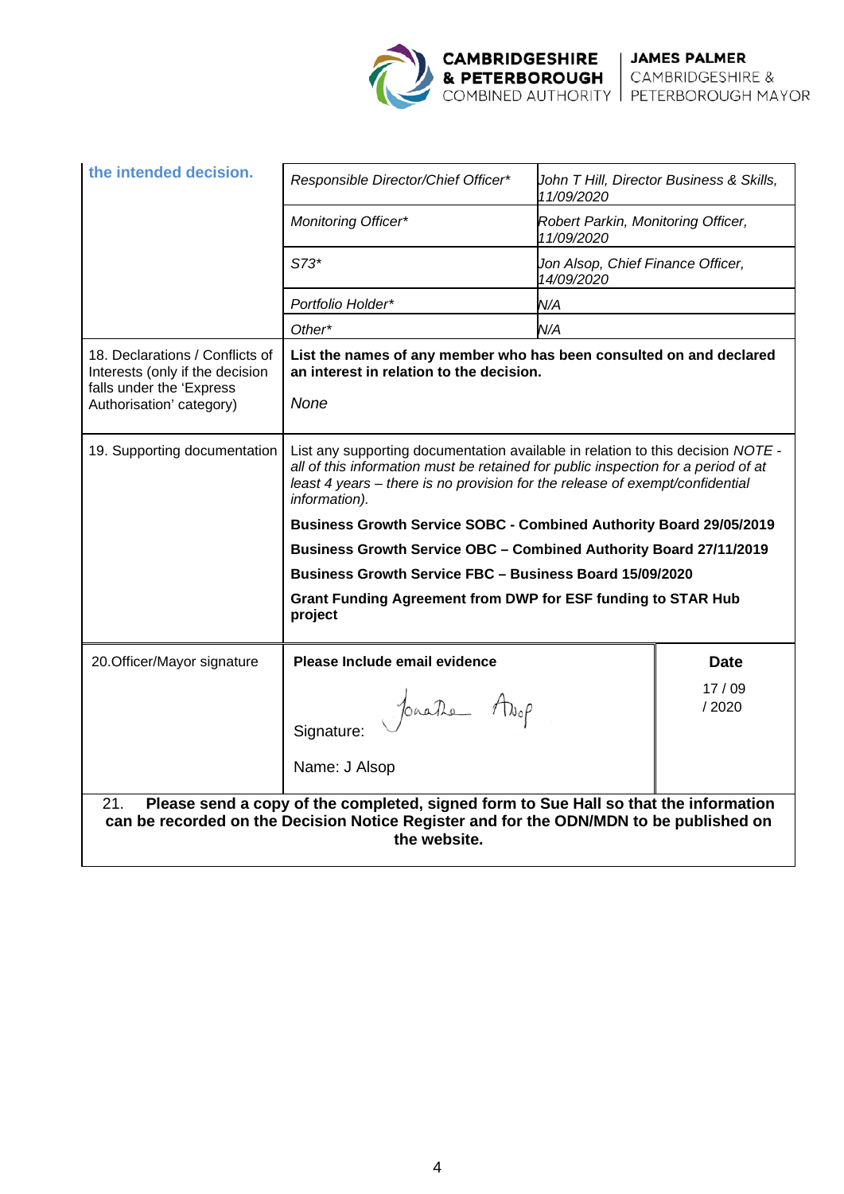| | | |
|---|---|---|
| **the intended decision.** | *Responsible Director/Chief Officer** | *John T Hill, Director Business & Skills, 11/09/2020* |
| | *Monitoring Officer** | *Robert Parkin, Monitoring Officer, 11/09/2020* |
| | *S73** | *Jon Alsop, Chief Finance Officer, 14/09/2020* |
| | *Portfolio Holder** | *N/A* |
| | *Other** | *N/A* |
| 18. Declarations / Conflicts of Interests (only if the decision falls under the 'Express Authorisation' category) | **List the names of any member who has been consulted on and declared an interest in relation to the decision.**<br><br>*None* | |
| 19. Supporting documentation | List any supporting documentation available in relation to this decision *NOTE - all of this information must be retained for public inspection for a period of at least 4 years – there is no provision for the release of exempt/confidential information).*<br><br>**Business Growth Service SOBC - Combined Authority Board 29/05/2019**<br><br>**Business Growth Service OBC – Combined Authority Board 27/11/2019**<br><br>**Business Growth Service FBC – Business Board 15/09/2020**<br><br>**Grant Funding Agreement from DWP for ESF funding to STAR Hub project** | |
| 20.Officer/Mayor signature | **Please Include email evidence**<br><br>Signature: Jonathan Alsop<br><br>Name: J Alsop | **Date**<br><br>17 / 09 / 2020 |

21. **Please send a copy of the completed, signed form to Sue Hall so that the information can be recorded on the Decision Notice Register and for the ODN/MDN to be published on the website.**